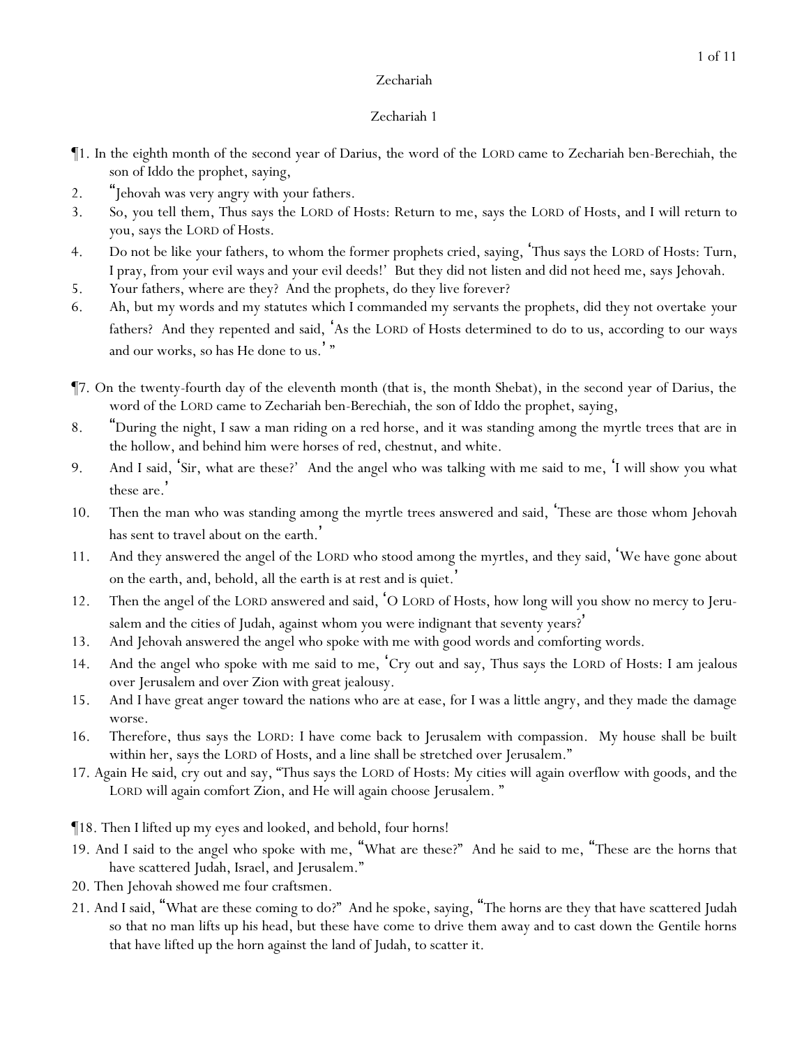# Zechariah

## Zechariah 1

¶1. In the eighth month of the second year of Darius, the word of the LORD came to Zechariah ben-Berechiah, the son of Iddo the prophet, saying,

2. "Jehovah was very angry with your fathers.

3. So, you tell them, Thus says the LORD of Hosts: Return to me, says the LORD of Hosts, and I will return to you, says the LORD of Hosts.

4. Do not be like your fathers, to whom the former prophets cried, saying, 'Thus says the LORD of Hosts: Turn, I pray, from your evil ways and your evil deeds!' But they did not listen and did not heed me, says Jehovah.

5. Your fathers, where are they? And the prophets, do they live forever?

6. Ah, but my words and my statutes which I commanded my servants the prophets, did they not overtake your fathers? And they repented and said, 'As the LORD of Hosts determined to do to us, according to our ways and our works, so has He done to us.' "

¶7. On the twenty-fourth day of the eleventh month (that is, the month Shebat), in the second year of Darius, the word of the LORD came to Zechariah ben-Berechiah, the son of Iddo the prophet, saying,

8. "During the night, I saw a man riding on a red horse, and it was standing among the myrtle trees that are in the hollow, and behind him were horses of red, chestnut, and white.

9. And I said, 'Sir, what are these?' And the angel who was talking with me said to me, 'I will show you what these are.'

10. Then the man who was standing among the myrtle trees answered and said, 'These are those whom Jehovah has sent to travel about on the earth.'

11. And they answered the angel of the LORD who stood among the myrtles, and they said, 'We have gone about on the earth, and, behold, all the earth is at rest and is quiet.'

12. Then the angel of the LORD answered and said, 'O LORD of Hosts, how long will you show no mercy to Jerusalem and the cities of Judah, against whom you were indignant that seventy years?'

13. And Jehovah answered the angel who spoke with me with good words and comforting words.

14. And the angel who spoke with me said to me, 'Cry out and say, Thus says the LORD of Hosts: I am jealous over Jerusalem and over Zion with great jealousy.

15. And I have great anger toward the nations who are at ease, for I was a little angry, and they made the damage worse.

16. Therefore, thus says the LORD: I have come back to Jerusalem with compassion. My house shall be built within her, says the LORD of Hosts, and a line shall be stretched over Jerusalem."

17. Again He said, cry out and say, "Thus says the LORD of Hosts: My cities will again overflow with goods, and the LORD will again comfort Zion, and He will again choose Jerusalem. "

¶18. Then I lifted up my eyes and looked, and behold, four horns!

19. And I said to the angel who spoke with me, "What are these?" And he said to me, "These are the horns that have scattered Judah, Israel, and Jerusalem."

20. Then Jehovah showed me four craftsmen.

21. And I said, "What are these coming to do?" And he spoke, saying, "The horns are they that have scattered Judah so that no man lifts up his head, but these have come to drive them away and to cast down the Gentile horns that have lifted up the horn against the land of Judah, to scatter it.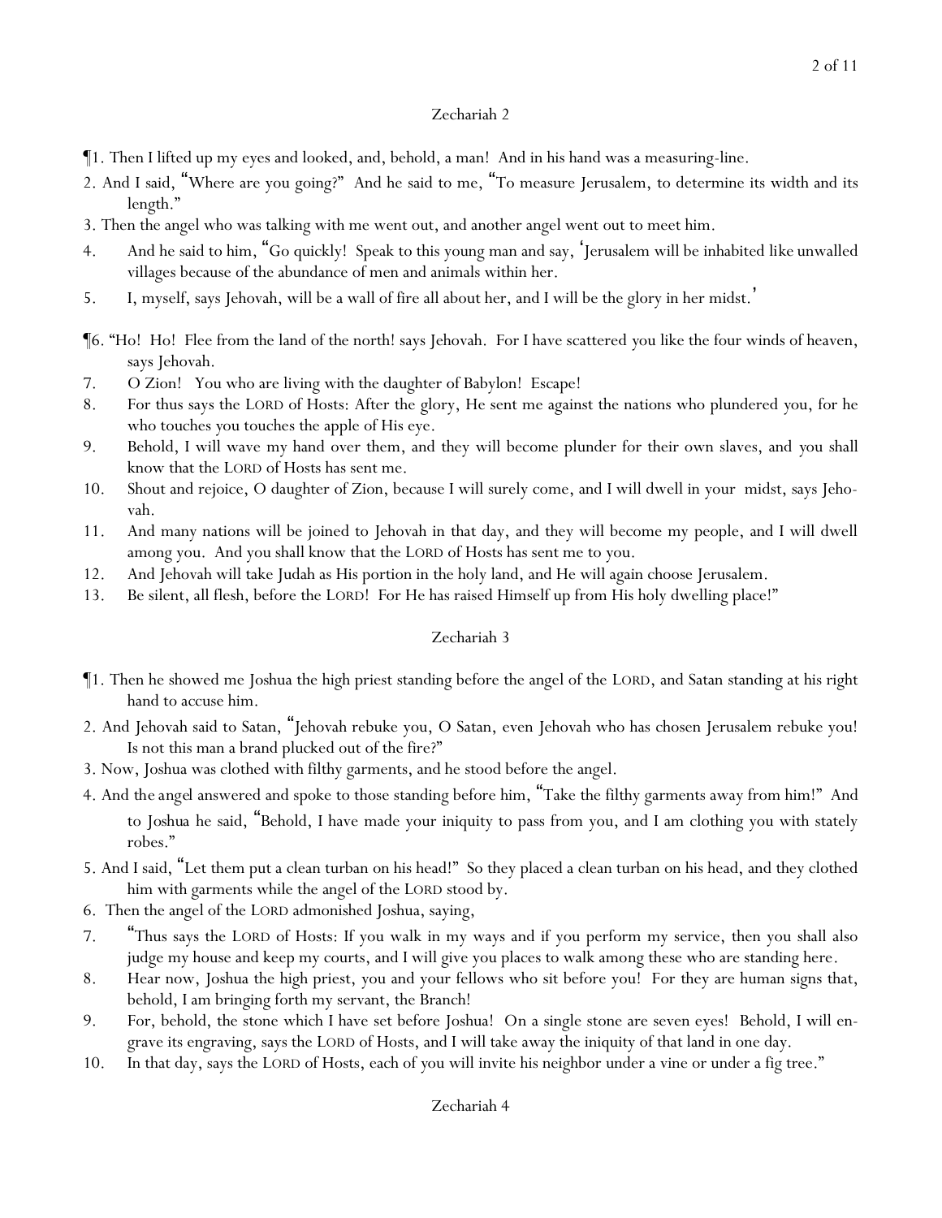## Zechariah 2

¶1. Then I lifted up my eyes and looked, and, behold, a man! And in his hand was a measuring-line.

2. And I said, "Where are you going?" And he said to me, "To measure Jerusalem, to determine its width and its length."

3. Then the angel who was talking with me went out, and another angel went out to meet him.

4. And he said to him, "Go quickly! Speak to this young man and say, 'Jerusalem will be inhabited like unwalled villages because of the abundance of men and animals within her.

5. I, myself, says Jehovah, will be a wall of fire all about her, and I will be the glory in her midst.'

¶6. "Ho! Ho! Flee from the land of the north! says Jehovah. For I have scattered you like the four winds of heaven, says Jehovah.

7. O Zion! You who are living with the daughter of Babylon! Escape!

8. For thus says the LORD of Hosts: After the glory, He sent me against the nations who plundered you, for he who touches you touches the apple of His eye.

9. Behold, I will wave my hand over them, and they will become plunder for their own slaves, and you shall know that the LORD of Hosts has sent me.

10. Shout and rejoice, O daughter of Zion, because I will surely come, and I will dwell in your midst, says Jehovah.

11. And many nations will be joined to Jehovah in that day, and they will become my people, and I will dwell among you. And you shall know that the LORD of Hosts has sent me to you.

12. And Jehovah will take Judah as His portion in the holy land, and He will again choose Jerusalem.

13. Be silent, all flesh, before the LORD! For He has raised Himself up from His holy dwelling place!"

## Zechariah 3

¶1. Then he showed me Joshua the high priest standing before the angel of the LORD, and Satan standing at his right hand to accuse him.

2. And Jehovah said to Satan, "Jehovah rebuke you, O Satan, even Jehovah who has chosen Jerusalem rebuke you! Is not this man a brand plucked out of the fire?"

3. Now, Joshua was clothed with filthy garments, and he stood before the angel.

4. And the angel answered and spoke to those standing before him, "Take the filthy garments away from him!" And to Joshua he said, "Behold, I have made your iniquity to pass from you, and I am clothing you with stately robes."

5. And I said, "Let them put a clean turban on his head!" So they placed a clean turban on his head, and they clothed him with garments while the angel of the LORD stood by.

6. Then the angel of the LORD admonished Joshua, saying,

7. "Thus says the LORD of Hosts: If you walk in my ways and if you perform my service, then you shall also judge my house and keep my courts, and I will give you places to walk among these who are standing here.

8. Hear now, Joshua the high priest, you and your fellows who sit before you! For they are human signs that, behold, I am bringing forth my servant, the Branch!

9. For, behold, the stone which I have set before Joshua! On a single stone are seven eyes! Behold, I will engrave its engraving, says the LORD of Hosts, and I will take away the iniquity of that land in one day.

10. In that day, says the LORD of Hosts, each of you will invite his neighbor under a vine or under a fig tree."

## Zechariah 4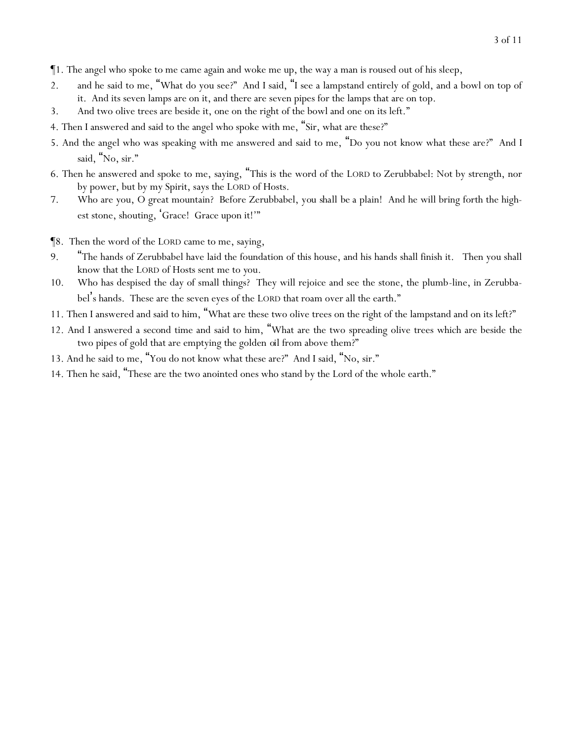¶1. The angel who spoke to me came again and woke me up, the way a man is roused out of his sleep,

2. and he said to me, "What do you see?" And I said, "I see a lampstand entirely of gold, and a bowl on top of it. And its seven lamps are on it, and there are seven pipes for the lamps that are on top.

3. And two olive trees are beside it, one on the right of the bowl and one on its left."

4. Then I answered and said to the angel who spoke with me, "Sir, what are these?"

5. And the angel who was speaking with me answered and said to me, "Do you not know what these are?" And I said, "No, sir."

6. Then he answered and spoke to me, saying, "This is the word of the LORD to Zerubbabel: Not by strength, nor by power, but by my Spirit, says the LORD of Hosts.

7. Who are you, O great mountain? Before Zerubbabel, you shall be a plain! And he will bring forth the highest stone, shouting, 'Grace! Grace upon it!'"

¶8. Then the word of the LORD came to me, saying,

9. "The hands of Zerubbabel have laid the foundation of this house, and his hands shall finish it. Then you shall know that the LORD of Hosts sent me to you.

10. Who has despised the day of small things? They will rejoice and see the stone, the plumb-line, in Zerubbabel's hands. These are the seven eyes of the LORD that roam over all the earth."

11. Then I answered and said to him, "What are these two olive trees on the right of the lampstand and on its left?"

12. And I answered a second time and said to him, "What are the two spreading olive trees which are beside the two pipes of gold that are emptying the golden oil from above them?"

13. And he said to me, "You do not know what these are?" And I said, "No, sir."

14. Then he said, "These are the two anointed ones who stand by the Lord of the whole earth."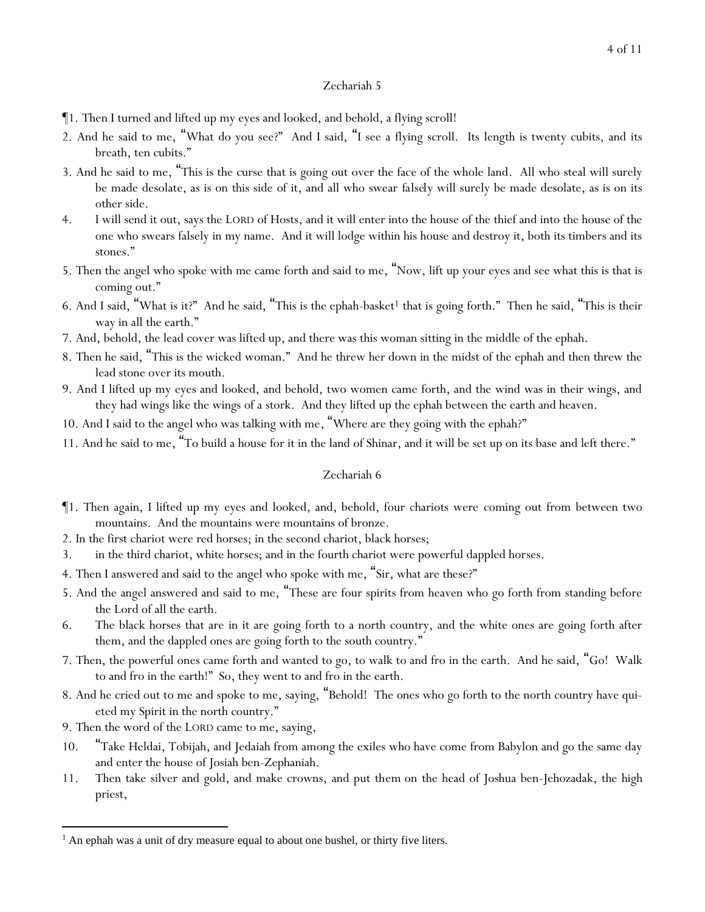## Zechariah 5

¶1. Then I turned and lifted up my eyes and looked, and behold, a flying scroll!

2. And he said to me, "What do you see?" And I said, "I see a flying scroll. Its length is twenty cubits, and its breath, ten cubits."

3. And he said to me, "This is the curse that is going out over the face of the whole land. All who steal will surely be made desolate, as is on this side of it, and all who swear falsely will surely be made desolate, as is on its other side.

4. I will send it out, says the LORD of Hosts, and it will enter into the house of the thief and into the house of the one who swears falsely in my name. And it will lodge within his house and destroy it, both its timbers and its stones."

5. Then the angel who spoke with me came forth and said to me, "Now, lift up your eyes and see what this is that is coming out."

6. And I said, "What is it?" And he said, "This is the ephah-basket[1] that is going forth." Then he said, "This is their way in all the earth."

7. And, behold, the lead cover was lifted up, and there was this woman sitting in the middle of the ephah.

8. Then he said, "This is the wicked woman." And he threw her down in the midst of the ephah and then threw the lead stone over its mouth.

9. And I lifted up my eyes and looked, and behold, two women came forth, and the wind was in their wings, and they had wings like the wings of a stork. And they lifted up the ephah between the earth and heaven.

10. And I said to the angel who was talking with me, "Where are they going with the ephah?"

11. And he said to me, "To build a house for it in the land of Shinar, and it will be set up on its base and left there."

## Zechariah 6

¶1. Then again, I lifted up my eyes and looked, and, behold, four chariots were coming out from between two mountains. And the mountains were mountains of bronze.

2. In the first chariot were red horses; in the second chariot, black horses;

3. in the third chariot, white horses; and in the fourth chariot were powerful dappled horses.

4. Then I answered and said to the angel who spoke with me, "Sir, what are these?"

5. And the angel answered and said to me, "These are four spirits from heaven who go forth from standing before the Lord of all the earth.

6. The black horses that are in it are going forth to a north country, and the white ones are going forth after them, and the dappled ones are going forth to the south country."

7. Then, the powerful ones came forth and wanted to go, to walk to and fro in the earth. And he said, "Go! Walk to and fro in the earth!" So, they went to and fro in the earth.

8. And he cried out to me and spoke to me, saying, "Behold! The ones who go forth to the north country have quieted my Spirit in the north country."

9. Then the word of the LORD came to me, saying,

10. "Take Heldai, Tobijah, and Jedaiah from among the exiles who have come from Babylon and go the same day and enter the house of Josiah ben-Zephaniah.

11. Then take silver and gold, and make crowns, and put them on the head of Joshua ben-Jehozadak, the high priest,

---

[1] An ephah was a unit of dry measure equal to about one bushel, or thirty five liters.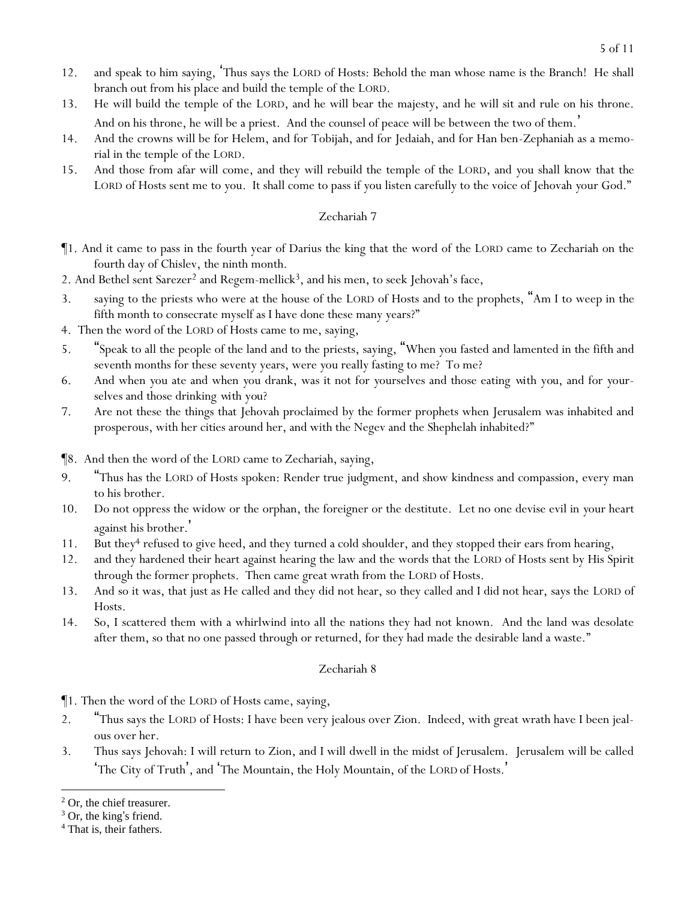12. and speak to him saying, 'Thus says the LORD of Hosts: Behold the man whose name is the Branch! He shall branch out from his place and build the temple of the LORD.
13. He will build the temple of the LORD, and he will bear the majesty, and he will sit and rule on his throne. And on his throne, he will be a priest. And the counsel of peace will be between the two of them.'
14. And the crowns will be for Helem, and for Tobijah, and for Jedaiah, and for Han ben-Zephaniah as a memorial in the temple of the LORD.
15. And those from afar will come, and they will rebuild the temple of the LORD, and you shall know that the LORD of Hosts sent me to you. It shall come to pass if you listen carefully to the voice of Jehovah your God."

## Zechariah 7

¶1. And it came to pass in the fourth year of Darius the king that the word of the LORD came to Zechariah on the fourth day of Chislev, the ninth month.
2. And Bethel sent Sarezer[2] and Regem-mellick[3], and his men, to seek Jehovah's face,
3. saying to the priests who were at the house of the LORD of Hosts and to the prophets, "Am I to weep in the fifth month to consecrate myself as I have done these many years?"
4. Then the word of the LORD of Hosts came to me, saying,
5. "Speak to all the people of the land and to the priests, saying, "When you fasted and lamented in the fifth and seventh months for these seventy years, were you really fasting to me? To me?
6. And when you ate and when you drank, was it not for yourselves and those eating with you, and for yourselves and those drinking with you?
7. Are not these the things that Jehovah proclaimed by the former prophets when Jerusalem was inhabited and prosperous, with her cities around her, and with the Negev and the Shephelah inhabited?"

¶8. And then the word of the LORD came to Zechariah, saying,
9. "Thus has the LORD of Hosts spoken: Render true judgment, and show kindness and compassion, every man to his brother.
10. Do not oppress the widow or the orphan, the foreigner or the destitute. Let no one devise evil in your heart against his brother.'
11. But they[4] refused to give heed, and they turned a cold shoulder, and they stopped their ears from hearing,
12. and they hardened their heart against hearing the law and the words that the LORD of Hosts sent by His Spirit through the former prophets. Then came great wrath from the LORD of Hosts.
13. And so it was, that just as He called and they did not hear, so they called and I did not hear, says the LORD of Hosts.
14. So, I scattered them with a whirlwind into all the nations they had not known. And the land was desolate after them, so that no one passed through or returned, for they had made the desirable land a waste."

## Zechariah 8

¶1. Then the word of the LORD of Hosts came, saying,
2. "Thus says the LORD of Hosts: I have been very jealous over Zion. Indeed, with great wrath have I been jealous over her.
3. Thus says Jehovah: I will return to Zion, and I will dwell in the midst of Jerusalem. Jerusalem will be called 'The City of Truth', and 'The Mountain, the Holy Mountain, of the LORD of Hosts.'

---

[2] Or, the chief treasurer.
[3] Or, the king's friend.
[4] That is, their fathers.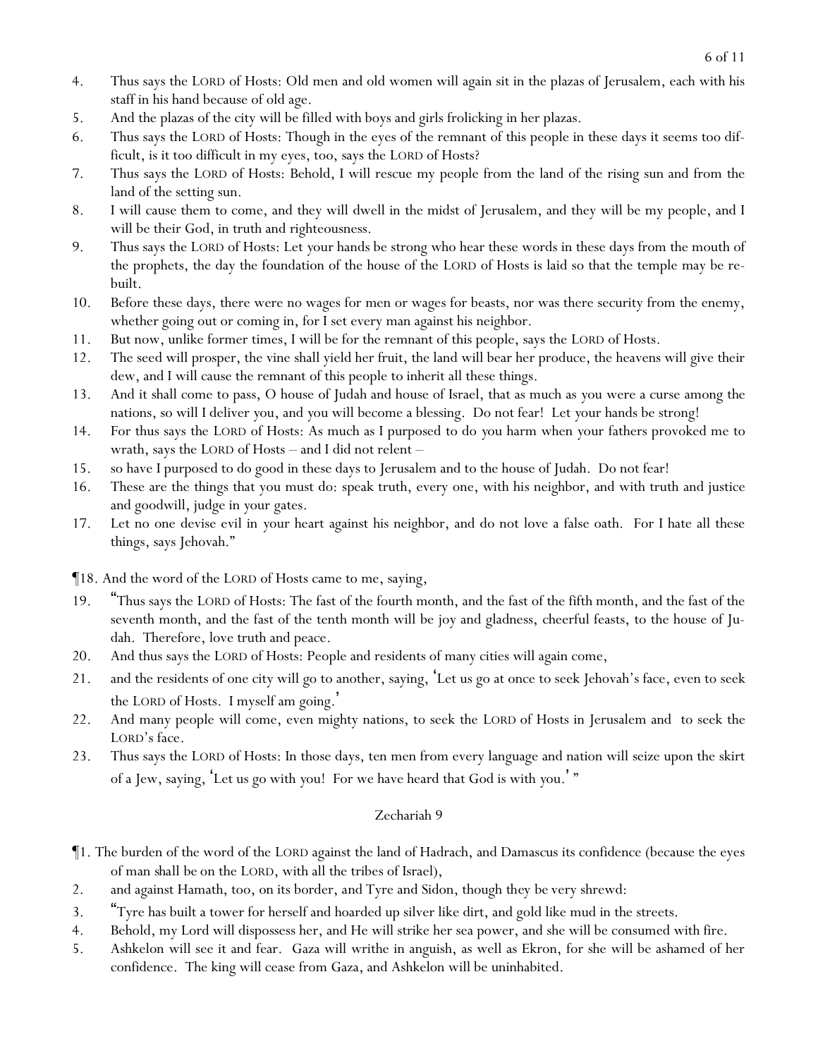4. Thus says the LORD of Hosts: Old men and old women will again sit in the plazas of Jerusalem, each with his staff in his hand because of old age.
5. And the plazas of the city will be filled with boys and girls frolicking in her plazas.
6. Thus says the LORD of Hosts: Though in the eyes of the remnant of this people in these days it seems too difficult, is it too difficult in my eyes, too, says the LORD of Hosts?
7. Thus says the LORD of Hosts: Behold, I will rescue my people from the land of the rising sun and from the land of the setting sun.
8. I will cause them to come, and they will dwell in the midst of Jerusalem, and they will be my people, and I will be their God, in truth and righteousness.
9. Thus says the LORD of Hosts: Let your hands be strong who hear these words in these days from the mouth of the prophets, the day the foundation of the house of the LORD of Hosts is laid so that the temple may be rebuilt.
10. Before these days, there were no wages for men or wages for beasts, nor was there security from the enemy, whether going out or coming in, for I set every man against his neighbor.
11. But now, unlike former times, I will be for the remnant of this people, says the LORD of Hosts.
12. The seed will prosper, the vine shall yield her fruit, the land will bear her produce, the heavens will give their dew, and I will cause the remnant of this people to inherit all these things.
13. And it shall come to pass, O house of Judah and house of Israel, that as much as you were a curse among the nations, so will I deliver you, and you will become a blessing. Do not fear! Let your hands be strong!
14. For thus says the LORD of Hosts: As much as I purposed to do you harm when your fathers provoked me to wrath, says the LORD of Hosts – and I did not relent –
15. so have I purposed to do good in these days to Jerusalem and to the house of Judah. Do not fear!
16. These are the things that you must do: speak truth, every one, with his neighbor, and with truth and justice and goodwill, judge in your gates.
17. Let no one devise evil in your heart against his neighbor, and do not love a false oath. For I hate all these things, says Jehovah."

¶18. And the word of the LORD of Hosts came to me, saying,

19. "Thus says the LORD of Hosts: The fast of the fourth month, and the fast of the fifth month, and the fast of the seventh month, and the fast of the tenth month will be joy and gladness, cheerful feasts, to the house of Judah. Therefore, love truth and peace.
20. And thus says the LORD of Hosts: People and residents of many cities will again come,
21. and the residents of one city will go to another, saying, 'Let us go at once to seek Jehovah's face, even to seek the LORD of Hosts. I myself am going.'
22. And many people will come, even mighty nations, to seek the LORD of Hosts in Jerusalem and to seek the LORD's face.
23. Thus says the LORD of Hosts: In those days, ten men from every language and nation will seize upon the skirt of a Jew, saying, 'Let us go with you! For we have heard that God is with you.' "

## Zechariah 9

¶1. The burden of the word of the LORD against the land of Hadrach, and Damascus its confidence (because the eyes of man shall be on the LORD, with all the tribes of Israel),

2. and against Hamath, too, on its border, and Tyre and Sidon, though they be very shrewd:
3. "Tyre has built a tower for herself and hoarded up silver like dirt, and gold like mud in the streets.
4. Behold, my Lord will dispossess her, and He will strike her sea power, and she will be consumed with fire.
5. Ashkelon will see it and fear. Gaza will writhe in anguish, as well as Ekron, for she will be ashamed of her confidence. The king will cease from Gaza, and Ashkelon will be uninhabited.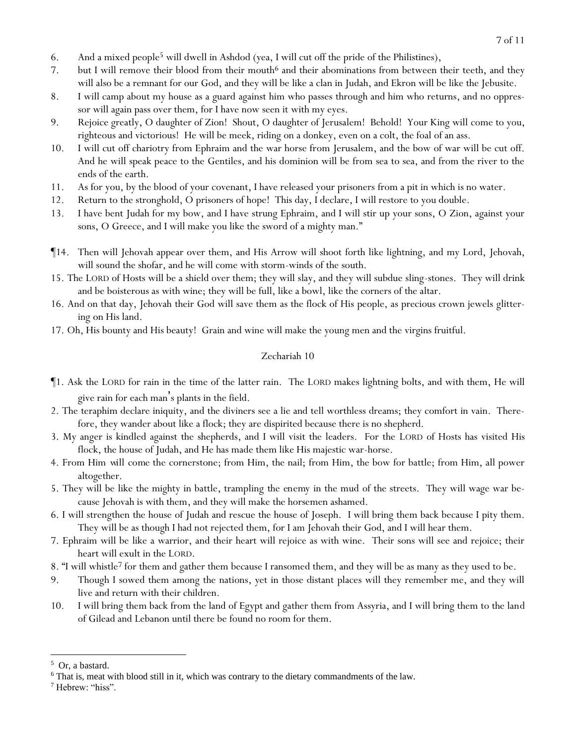6. And a mixed people[5] will dwell in Ashdod (yea, I will cut off the pride of the Philistines),
7. but I will remove their blood from their mouth[6] and their abominations from between their teeth, and they will also be a remnant for our God, and they will be like a clan in Judah, and Ekron will be like the Jebusite.
8. I will camp about my house as a guard against him who passes through and him who returns, and no oppressor will again pass over them, for I have now seen it with my eyes.
9. Rejoice greatly, O daughter of Zion! Shout, O daughter of Jerusalem! Behold! Your King will come to you, righteous and victorious! He will be meek, riding on a donkey, even on a colt, the foal of an ass.
10. I will cut off chariotry from Ephraim and the war horse from Jerusalem, and the bow of war will be cut off. And he will speak peace to the Gentiles, and his dominion will be from sea to sea, and from the river to the ends of the earth.
11. As for you, by the blood of your covenant, I have released your prisoners from a pit in which is no water.
12. Return to the stronghold, O prisoners of hope! This day, I declare, I will restore to you double.
13. I have bent Judah for my bow, and I have strung Ephraim, and I will stir up your sons, O Zion, against your sons, O Greece, and I will make you like the sword of a mighty man."

¶14. Then will Jehovah appear over them, and His Arrow will shoot forth like lightning, and my Lord, Jehovah, will sound the shofar, and he will come with storm-winds of the south.
15. The LORD of Hosts will be a shield over them; they will slay, and they will subdue sling-stones. They will drink and be boisterous as with wine; they will be full, like a bowl, like the corners of the altar.
16. And on that day, Jehovah their God will save them as the flock of His people, as precious crown jewels glittering on His land.
17. Oh, His bounty and His beauty! Grain and wine will make the young men and the virgins fruitful.

## Zechariah 10

¶1. Ask the LORD for rain in the time of the latter rain. The LORD makes lightning bolts, and with them, He will give rain for each man's plants in the field.
2. The teraphim declare iniquity, and the diviners see a lie and tell worthless dreams; they comfort in vain. Therefore, they wander about like a flock; they are dispirited because there is no shepherd.
3. My anger is kindled against the shepherds, and I will visit the leaders. For the LORD of Hosts has visited His flock, the house of Judah, and He has made them like His majestic war-horse.
4. From Him will come the cornerstone; from Him, the nail; from Him, the bow for battle; from Him, all power altogether.
5. They will be like the mighty in battle, trampling the enemy in the mud of the streets. They will wage war because Jehovah is with them, and they will make the horsemen ashamed.
6. I will strengthen the house of Judah and rescue the house of Joseph. I will bring them back because I pity them. They will be as though I had not rejected them, for I am Jehovah their God, and I will hear them.
7. Ephraim will be like a warrior, and their heart will rejoice as with wine. Their sons will see and rejoice; their heart will exult in the LORD.
8. "I will whistle[7] for them and gather them because I ransomed them, and they will be as many as they used to be.
9. Though I sowed them among the nations, yet in those distant places will they remember me, and they will live and return with their children.
10. I will bring them back from the land of Egypt and gather them from Assyria, and I will bring them to the land of Gilead and Lebanon until there be found no room for them.

---

[5] Or, a bastard.

[6] That is, meat with blood still in it, which was contrary to the dietary commandments of the law.

[7] Hebrew: "hiss".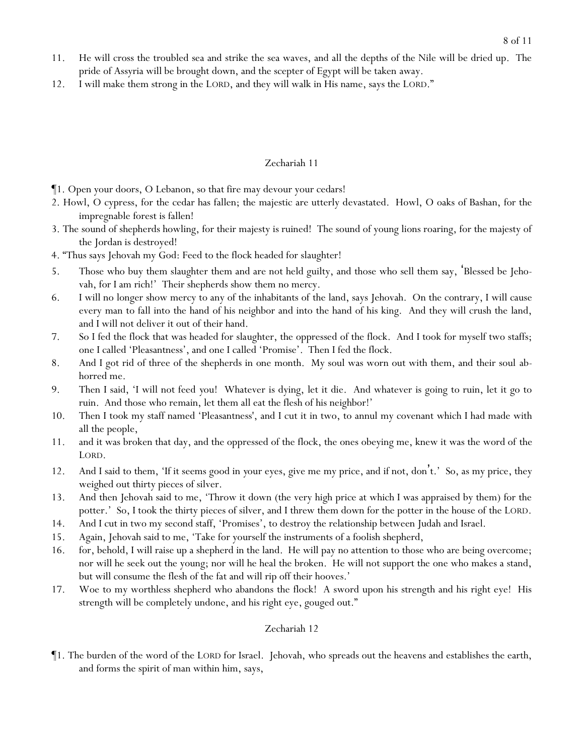11. He will cross the troubled sea and strike the sea waves, and all the depths of the Nile will be dried up. The pride of Assyria will be brought down, and the scepter of Egypt will be taken away.
12. I will make them strong in the LORD, and they will walk in His name, says the LORD."

## Zechariah 11

¶1. Open your doors, O Lebanon, so that fire may devour your cedars!
2. Howl, O cypress, for the cedar has fallen; the majestic are utterly devastated. Howl, O oaks of Bashan, for the impregnable forest is fallen!
3. The sound of shepherds howling, for their majesty is ruined! The sound of young lions roaring, for the majesty of the Jordan is destroyed!
4. "Thus says Jehovah my God: Feed to the flock headed for slaughter!
5. Those who buy them slaughter them and are not held guilty, and those who sell them say, 'Blessed be Jehovah, for I am rich!' Their shepherds show them no mercy.
6. I will no longer show mercy to any of the inhabitants of the land, says Jehovah. On the contrary, I will cause every man to fall into the hand of his neighbor and into the hand of his king. And they will crush the land, and I will not deliver it out of their hand.
7. So I fed the flock that was headed for slaughter, the oppressed of the flock. And I took for myself two staffs; one I called 'Pleasantness', and one I called 'Promise'. Then I fed the flock.
8. And I got rid of three of the shepherds in one month. My soul was worn out with them, and their soul abhorred me.
9. Then I said, 'I will not feed you! Whatever is dying, let it die. And whatever is going to ruin, let it go to ruin. And those who remain, let them all eat the flesh of his neighbor!'
10. Then I took my staff named 'Pleasantness', and I cut it in two, to annul my covenant which I had made with all the people,
11. and it was broken that day, and the oppressed of the flock, the ones obeying me, knew it was the word of the LORD.
12. And I said to them, 'If it seems good in your eyes, give me my price, and if not, don't.' So, as my price, they weighed out thirty pieces of silver.
13. And then Jehovah said to me, 'Throw it down (the very high price at which I was appraised by them) for the potter.' So, I took the thirty pieces of silver, and I threw them down for the potter in the house of the LORD.
14. And I cut in two my second staff, 'Promises', to destroy the relationship between Judah and Israel.
15. Again, Jehovah said to me, 'Take for yourself the instruments of a foolish shepherd,
16. for, behold, I will raise up a shepherd in the land. He will pay no attention to those who are being overcome; nor will he seek out the young; nor will he heal the broken. He will not support the one who makes a stand, but will consume the flesh of the fat and will rip off their hooves.'
17. Woe to my worthless shepherd who abandons the flock! A sword upon his strength and his right eye! His strength will be completely undone, and his right eye, gouged out."

## Zechariah 12

¶1. The burden of the word of the LORD for Israel. Jehovah, who spreads out the heavens and establishes the earth, and forms the spirit of man within him, says,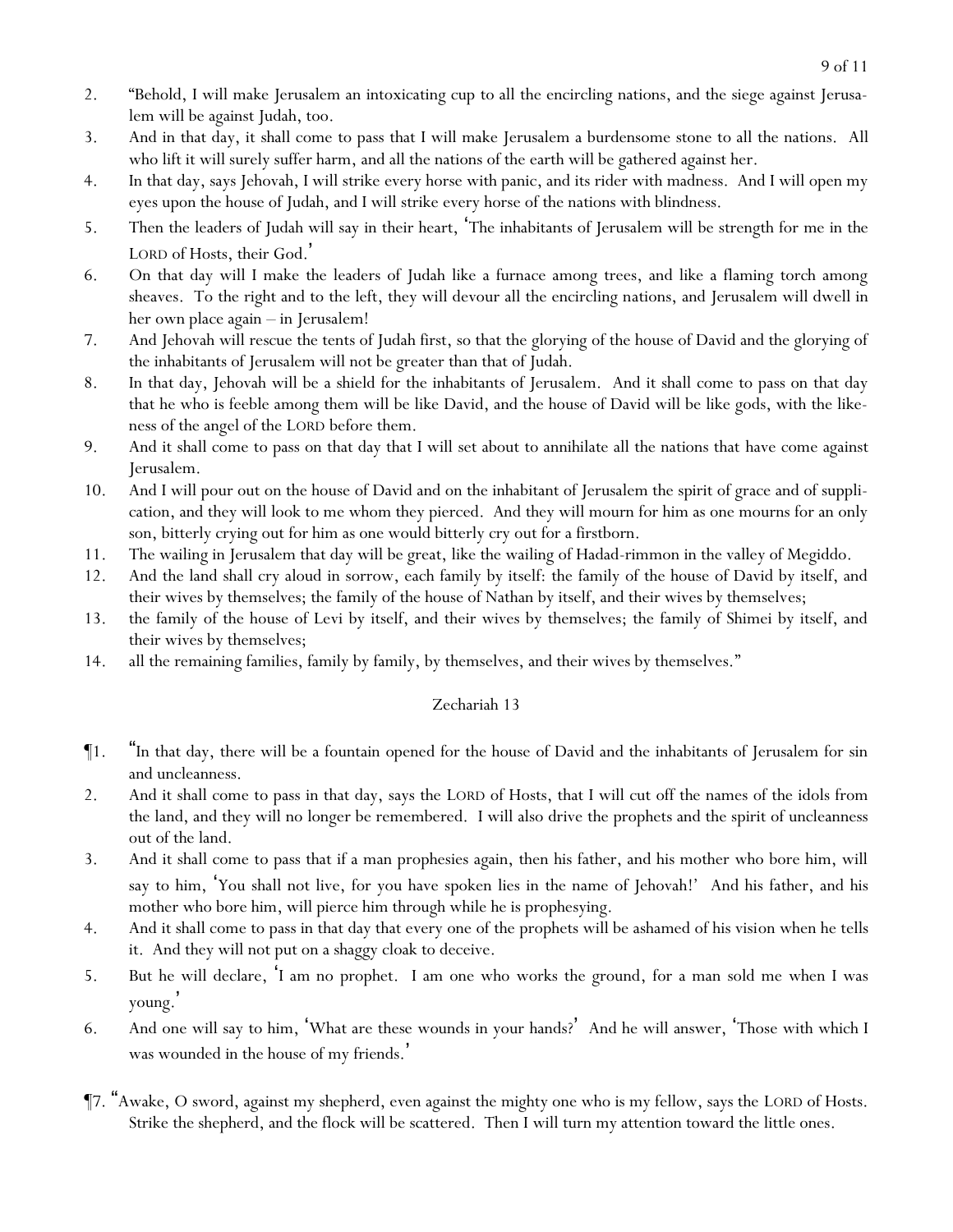2. "Behold, I will make Jerusalem an intoxicating cup to all the encircling nations, and the siege against Jerusalem will be against Judah, too.
3. And in that day, it shall come to pass that I will make Jerusalem a burdensome stone to all the nations. All who lift it will surely suffer harm, and all the nations of the earth will be gathered against her.
4. In that day, says Jehovah, I will strike every horse with panic, and its rider with madness. And I will open my eyes upon the house of Judah, and I will strike every horse of the nations with blindness.
5. Then the leaders of Judah will say in their heart, 'The inhabitants of Jerusalem will be strength for me in the LORD of Hosts, their God.'
6. On that day will I make the leaders of Judah like a furnace among trees, and like a flaming torch among sheaves. To the right and to the left, they will devour all the encircling nations, and Jerusalem will dwell in her own place again – in Jerusalem!
7. And Jehovah will rescue the tents of Judah first, so that the glorying of the house of David and the glorying of the inhabitants of Jerusalem will not be greater than that of Judah.
8. In that day, Jehovah will be a shield for the inhabitants of Jerusalem. And it shall come to pass on that day that he who is feeble among them will be like David, and the house of David will be like gods, with the likeness of the angel of the LORD before them.
9. And it shall come to pass on that day that I will set about to annihilate all the nations that have come against Jerusalem.
10. And I will pour out on the house of David and on the inhabitant of Jerusalem the spirit of grace and of supplication, and they will look to me whom they pierced. And they will mourn for him as one mourns for an only son, bitterly crying out for him as one would bitterly cry out for a firstborn.
11. The wailing in Jerusalem that day will be great, like the wailing of Hadad-rimmon in the valley of Megiddo.
12. And the land shall cry aloud in sorrow, each family by itself: the family of the house of David by itself, and their wives by themselves; the family of the house of Nathan by itself, and their wives by themselves;
13. the family of the house of Levi by itself, and their wives by themselves; the family of Shimei by itself, and their wives by themselves;
14. all the remaining families, family by family, by themselves, and their wives by themselves."

## Zechariah 13

¶1. "In that day, there will be a fountain opened for the house of David and the inhabitants of Jerusalem for sin and uncleanness.
2. And it shall come to pass in that day, says the LORD of Hosts, that I will cut off the names of the idols from the land, and they will no longer be remembered. I will also drive the prophets and the spirit of uncleanness out of the land.
3. And it shall come to pass that if a man prophesies again, then his father, and his mother who bore him, will say to him, 'You shall not live, for you have spoken lies in the name of Jehovah!' And his father, and his mother who bore him, will pierce him through while he is prophesying.
4. And it shall come to pass in that day that every one of the prophets will be ashamed of his vision when he tells it. And they will not put on a shaggy cloak to deceive.
5. But he will declare, 'I am no prophet. I am one who works the ground, for a man sold me when I was young.'
6. And one will say to him, 'What are these wounds in your hands?' And he will answer, 'Those with which I was wounded in the house of my friends.'

¶7. "Awake, O sword, against my shepherd, even against the mighty one who is my fellow, says the LORD of Hosts. Strike the shepherd, and the flock will be scattered. Then I will turn my attention toward the little ones.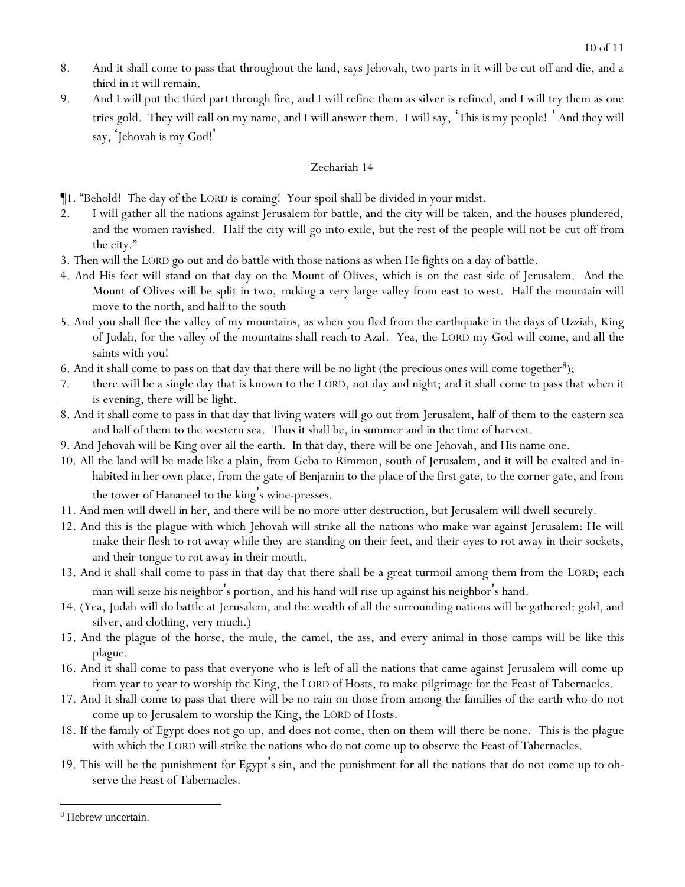8. And it shall come to pass that throughout the land, says Jehovah, two parts in it will be cut off and die, and a third in it will remain.

9. And I will put the third part through fire, and I will refine them as silver is refined, and I will try them as one tries gold. They will call on my name, and I will answer them. I will say, 'This is my people! ' And they will say, 'Jehovah is my God!'

## Zechariah 14

¶1. "Behold! The day of the LORD is coming! Your spoil shall be divided in your midst.

2. I will gather all the nations against Jerusalem for battle, and the city will be taken, and the houses plundered, and the women ravished. Half the city will go into exile, but the rest of the people will not be cut off from the city."

3. Then will the LORD go out and do battle with those nations as when He fights on a day of battle.

4. And His feet will stand on that day on the Mount of Olives, which is on the east side of Jerusalem. And the Mount of Olives will be split in two, making a very large valley from east to west. Half the mountain will move to the north, and half to the south

5. And you shall flee the valley of my mountains, as when you fled from the earthquake in the days of Uzziah, King of Judah, for the valley of the mountains shall reach to Azal. Yea, the LORD my God will come, and all the saints with you!

6. And it shall come to pass on that day that there will be no light (the precious ones will come together[8]);

7. there will be a single day that is known to the LORD, not day and night; and it shall come to pass that when it is evening, there will be light.

8. And it shall come to pass in that day that living waters will go out from Jerusalem, half of them to the eastern sea and half of them to the western sea. Thus it shall be, in summer and in the time of harvest.

9. And Jehovah will be King over all the earth. In that day, there will be one Jehovah, and His name one.

10. All the land will be made like a plain, from Geba to Rimmon, south of Jerusalem, and it will be exalted and inhabited in her own place, from the gate of Benjamin to the place of the first gate, to the corner gate, and from the tower of Hananeel to the king's wine-presses.

11. And men will dwell in her, and there will be no more utter destruction, but Jerusalem will dwell securely.

12. And this is the plague with which Jehovah will strike all the nations who make war against Jerusalem: He will make their flesh to rot away while they are standing on their feet, and their eyes to rot away in their sockets, and their tongue to rot away in their mouth.

13. And it shall shall come to pass in that day that there shall be a great turmoil among them from the LORD; each man will seize his neighbor's portion, and his hand will rise up against his neighbor's hand.

14. (Yea, Judah will do battle at Jerusalem, and the wealth of all the surrounding nations will be gathered: gold, and silver, and clothing, very much.)

15. And the plague of the horse, the mule, the camel, the ass, and every animal in those camps will be like this plague.

16. And it shall come to pass that everyone who is left of all the nations that came against Jerusalem will come up from year to year to worship the King, the LORD of Hosts, to make pilgrimage for the Feast of Tabernacles.

17. And it shall come to pass that there will be no rain on those from among the families of the earth who do not come up to Jerusalem to worship the King, the LORD of Hosts.

18. If the family of Egypt does not go up, and does not come, then on them will there be none. This is the plague with which the LORD will strike the nations who do not come up to observe the Feast of Tabernacles.

19. This will be the punishment for Egypt's sin, and the punishment for all the nations that do not come up to observe the Feast of Tabernacles.

---

[8] Hebrew uncertain.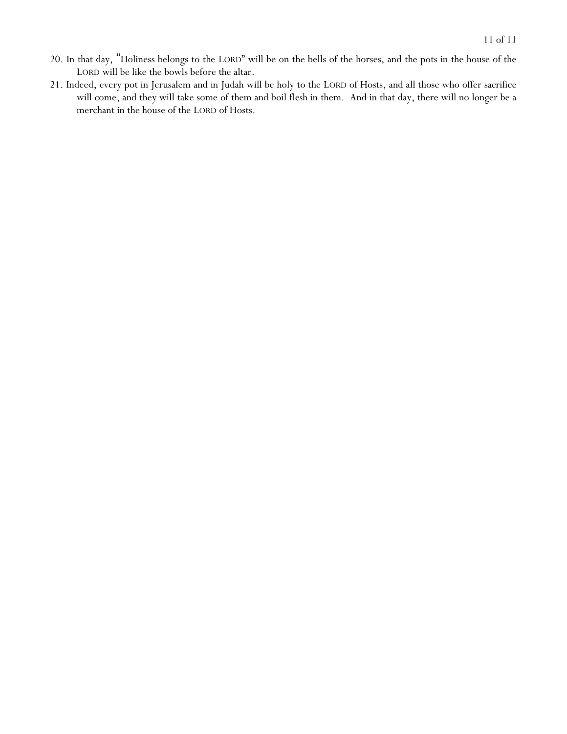20. In that day, "Holiness belongs to the LORD" will be on the bells of the horses, and the pots in the house of the LORD will be like the bowls before the altar.
21. Indeed, every pot in Jerusalem and in Judah will be holy to the LORD of Hosts, and all those who offer sacrifice will come, and they will take some of them and boil flesh in them. And in that day, there will no longer be a merchant in the house of the LORD of Hosts.